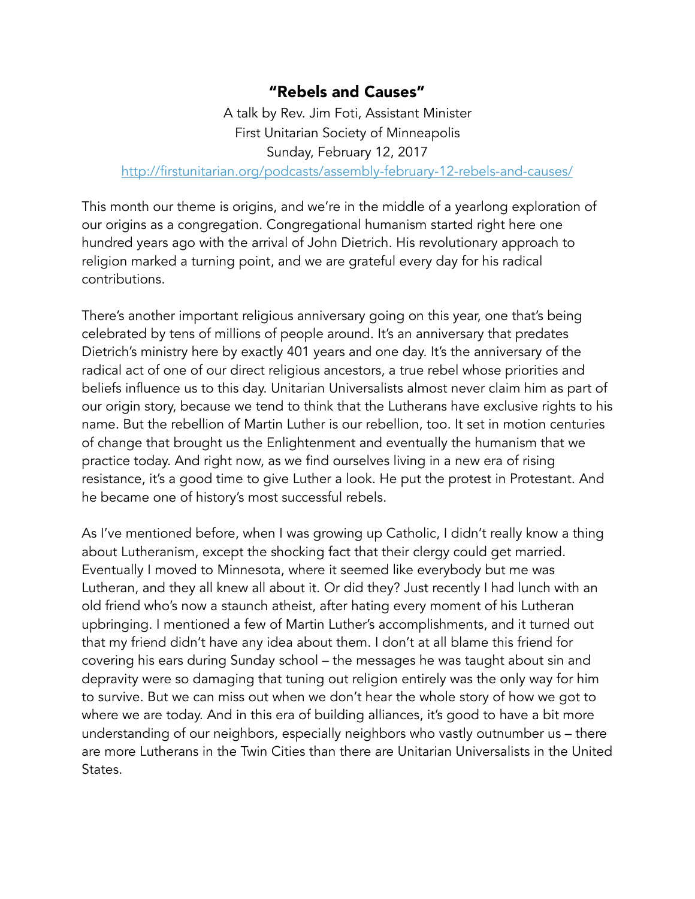# "Rebels and Causes"

A talk by Rev. Jim Foti, Assistant Minister
First Unitarian Society of Minneapolis
Sunday, February 12, 2017
http://firstunitarian.org/podcasts/assembly-february-12-rebels-and-causes/

This month our theme is origins, and we're in the middle of a yearlong exploration of our origins as a congregation. Congregational humanism started right here one hundred years ago with the arrival of John Dietrich. His revolutionary approach to religion marked a turning point, and we are grateful every day for his radical contributions.

There's another important religious anniversary going on this year, one that's being celebrated by tens of millions of people around. It's an anniversary that predates Dietrich's ministry here by exactly 401 years and one day. It's the anniversary of the radical act of one of our direct religious ancestors, a true rebel whose priorities and beliefs influence us to this day. Unitarian Universalists almost never claim him as part of our origin story, because we tend to think that the Lutherans have exclusive rights to his name. But the rebellion of Martin Luther is our rebellion, too. It set in motion centuries of change that brought us the Enlightenment and eventually the humanism that we practice today. And right now, as we find ourselves living in a new era of rising resistance, it's a good time to give Luther a look. He put the protest in Protestant. And he became one of history's most successful rebels.

As I've mentioned before, when I was growing up Catholic, I didn't really know a thing about Lutheranism, except the shocking fact that their clergy could get married. Eventually I moved to Minnesota, where it seemed like everybody but me was Lutheran, and they all knew all about it. Or did they? Just recently I had lunch with an old friend who's now a staunch atheist, after hating every moment of his Lutheran upbringing. I mentioned a few of Martin Luther's accomplishments, and it turned out that my friend didn't have any idea about them. I don't at all blame this friend for covering his ears during Sunday school – the messages he was taught about sin and depravity were so damaging that tuning out religion entirely was the only way for him to survive. But we can miss out when we don't hear the whole story of how we got to where we are today. And in this era of building alliances, it's good to have a bit more understanding of our neighbors, especially neighbors who vastly outnumber us – there are more Lutherans in the Twin Cities than there are Unitarian Universalists in the United States.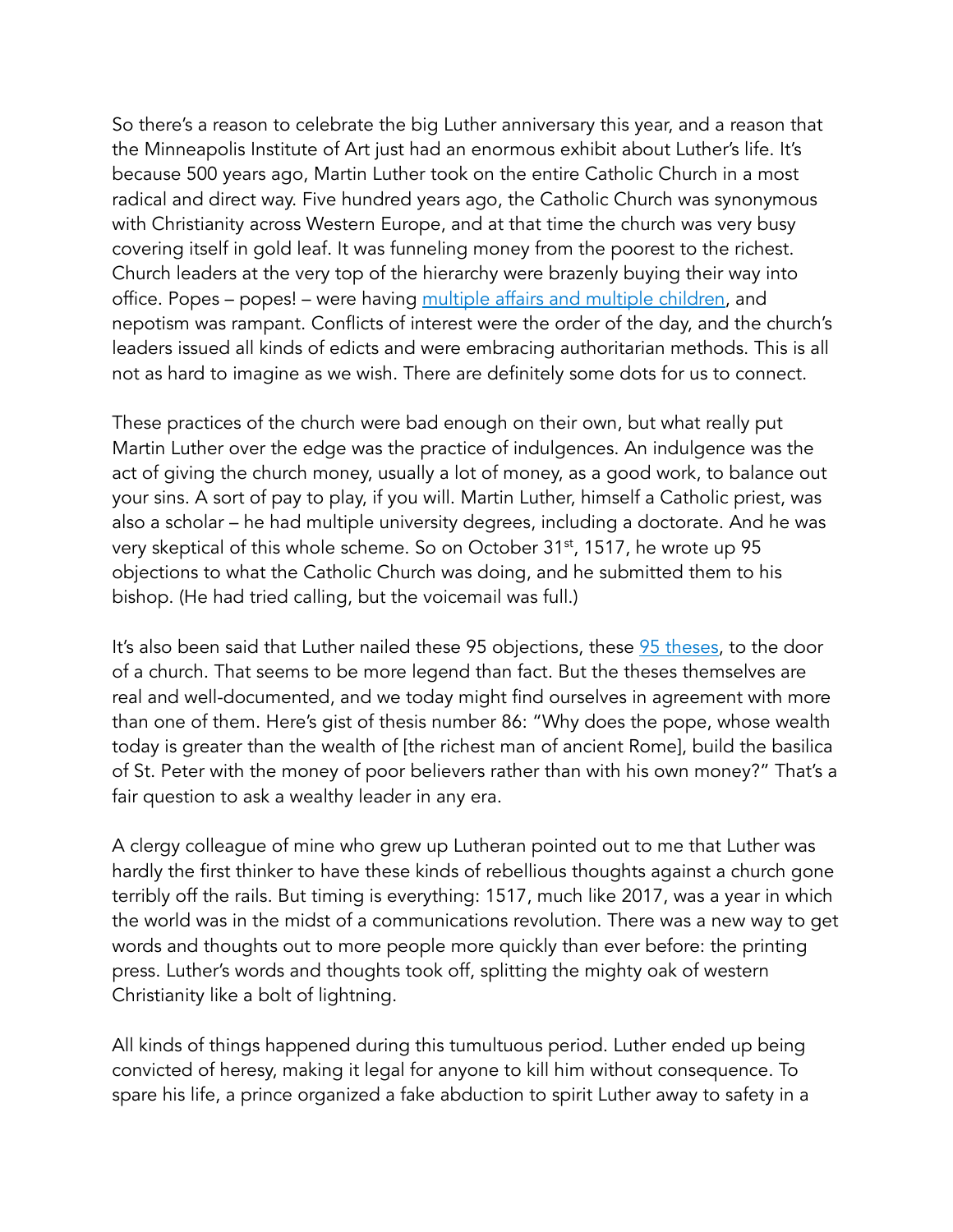So there's a reason to celebrate the big Luther anniversary this year, and a reason that the Minneapolis Institute of Art just had an enormous exhibit about Luther's life. It's because 500 years ago, Martin Luther took on the entire Catholic Church in a most radical and direct way. Five hundred years ago, the Catholic Church was synonymous with Christianity across Western Europe, and at that time the church was very busy covering itself in gold leaf. It was funneling money from the poorest to the richest. Church leaders at the very top of the hierarchy were brazenly buying their way into office. Popes – popes! – were having multiple affairs and multiple children, and nepotism was rampant. Conflicts of interest were the order of the day, and the church's leaders issued all kinds of edicts and were embracing authoritarian methods. This is all not as hard to imagine as we wish. There are definitely some dots for us to connect.

These practices of the church were bad enough on their own, but what really put Martin Luther over the edge was the practice of indulgences. An indulgence was the act of giving the church money, usually a lot of money, as a good work, to balance out your sins. A sort of pay to play, if you will. Martin Luther, himself a Catholic priest, was also a scholar – he had multiple university degrees, including a doctorate. And he was very skeptical of this whole scheme. So on October 31st, 1517, he wrote up 95 objections to what the Catholic Church was doing, and he submitted them to his bishop. (He had tried calling, but the voicemail was full.)

It's also been said that Luther nailed these 95 objections, these 95 theses, to the door of a church. That seems to be more legend than fact. But the theses themselves are real and well-documented, and we today might find ourselves in agreement with more than one of them. Here's gist of thesis number 86: "Why does the pope, whose wealth today is greater than the wealth of [the richest man of ancient Rome], build the basilica of St. Peter with the money of poor believers rather than with his own money?" That's a fair question to ask a wealthy leader in any era.

A clergy colleague of mine who grew up Lutheran pointed out to me that Luther was hardly the first thinker to have these kinds of rebellious thoughts against a church gone terribly off the rails. But timing is everything: 1517, much like 2017, was a year in which the world was in the midst of a communications revolution. There was a new way to get words and thoughts out to more people more quickly than ever before: the printing press. Luther's words and thoughts took off, splitting the mighty oak of western Christianity like a bolt of lightning.

All kinds of things happened during this tumultuous period. Luther ended up being convicted of heresy, making it legal for anyone to kill him without consequence. To spare his life, a prince organized a fake abduction to spirit Luther away to safety in a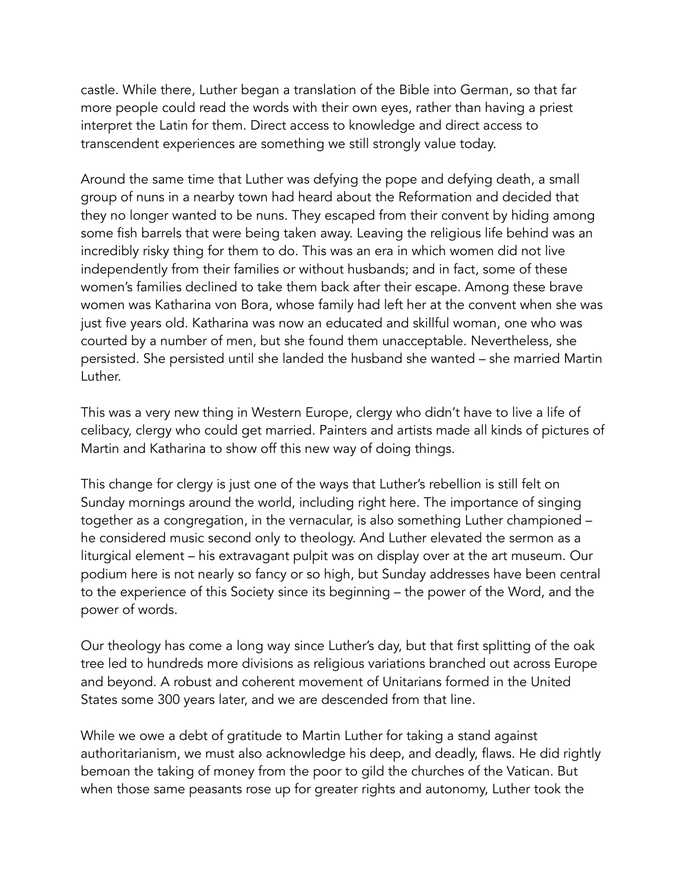castle. While there, Luther began a translation of the Bible into German, so that far more people could read the words with their own eyes, rather than having a priest interpret the Latin for them. Direct access to knowledge and direct access to transcendent experiences are something we still strongly value today.

Around the same time that Luther was defying the pope and defying death, a small group of nuns in a nearby town had heard about the Reformation and decided that they no longer wanted to be nuns. They escaped from their convent by hiding among some fish barrels that were being taken away. Leaving the religious life behind was an incredibly risky thing for them to do. This was an era in which women did not live independently from their families or without husbands; and in fact, some of these women's families declined to take them back after their escape. Among these brave women was Katharina von Bora, whose family had left her at the convent when she was just five years old. Katharina was now an educated and skillful woman, one who was courted by a number of men, but she found them unacceptable. Nevertheless, she persisted. She persisted until she landed the husband she wanted – she married Martin Luther.

This was a very new thing in Western Europe, clergy who didn't have to live a life of celibacy, clergy who could get married. Painters and artists made all kinds of pictures of Martin and Katharina to show off this new way of doing things.

This change for clergy is just one of the ways that Luther's rebellion is still felt on Sunday mornings around the world, including right here. The importance of singing together as a congregation, in the vernacular, is also something Luther championed – he considered music second only to theology. And Luther elevated the sermon as a liturgical element – his extravagant pulpit was on display over at the art museum. Our podium here is not nearly so fancy or so high, but Sunday addresses have been central to the experience of this Society since its beginning – the power of the Word, and the power of words.

Our theology has come a long way since Luther's day, but that first splitting of the oak tree led to hundreds more divisions as religious variations branched out across Europe and beyond. A robust and coherent movement of Unitarians formed in the United States some 300 years later, and we are descended from that line.

While we owe a debt of gratitude to Martin Luther for taking a stand against authoritarianism, we must also acknowledge his deep, and deadly, flaws. He did rightly bemoan the taking of money from the poor to gild the churches of the Vatican. But when those same peasants rose up for greater rights and autonomy, Luther took the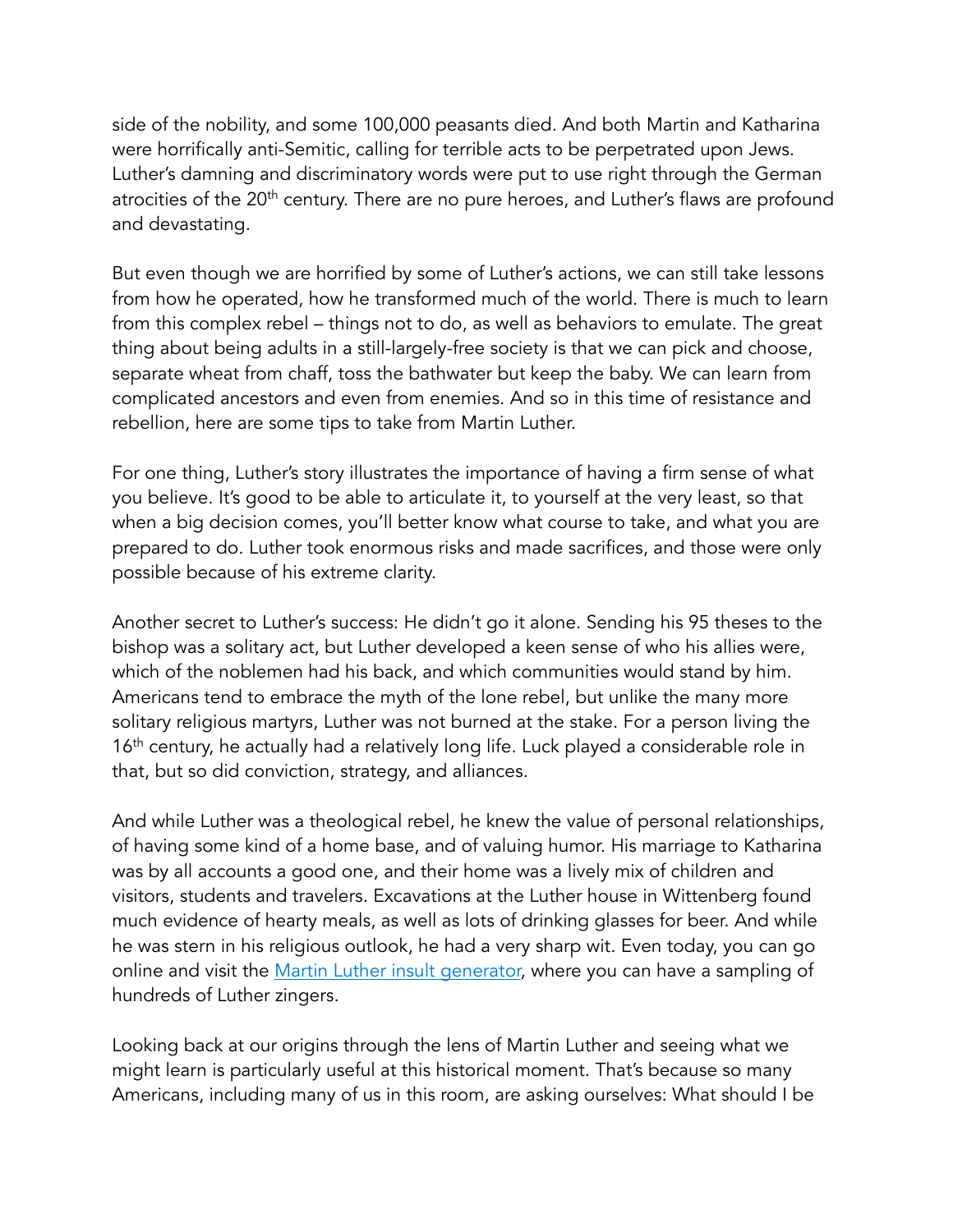side of the nobility, and some 100,000 peasants died. And both Martin and Katharina were horrifically anti-Semitic, calling for terrible acts to be perpetrated upon Jews. Luther's damning and discriminatory words were put to use right through the German atrocities of the 20th century. There are no pure heroes, and Luther's flaws are profound and devastating.

But even though we are horrified by some of Luther's actions, we can still take lessons from how he operated, how he transformed much of the world. There is much to learn from this complex rebel – things not to do, as well as behaviors to emulate. The great thing about being adults in a still-largely-free society is that we can pick and choose, separate wheat from chaff, toss the bathwater but keep the baby. We can learn from complicated ancestors and even from enemies. And so in this time of resistance and rebellion, here are some tips to take from Martin Luther.

For one thing, Luther's story illustrates the importance of having a firm sense of what you believe. It's good to be able to articulate it, to yourself at the very least, so that when a big decision comes, you'll better know what course to take, and what you are prepared to do. Luther took enormous risks and made sacrifices, and those were only possible because of his extreme clarity.

Another secret to Luther's success: He didn't go it alone. Sending his 95 theses to the bishop was a solitary act, but Luther developed a keen sense of who his allies were, which of the noblemen had his back, and which communities would stand by him. Americans tend to embrace the myth of the lone rebel, but unlike the many more solitary religious martyrs, Luther was not burned at the stake. For a person living the 16th century, he actually had a relatively long life. Luck played a considerable role in that, but so did conviction, strategy, and alliances.

And while Luther was a theological rebel, he knew the value of personal relationships, of having some kind of a home base, and of valuing humor. His marriage to Katharina was by all accounts a good one, and their home was a lively mix of children and visitors, students and travelers. Excavations at the Luther house in Wittenberg found much evidence of hearty meals, as well as lots of drinking glasses for beer. And while he was stern in his religious outlook, he had a very sharp wit. Even today, you can go online and visit the Martin Luther insult generator, where you can have a sampling of hundreds of Luther zingers.

Looking back at our origins through the lens of Martin Luther and seeing what we might learn is particularly useful at this historical moment. That's because so many Americans, including many of us in this room, are asking ourselves: What should I be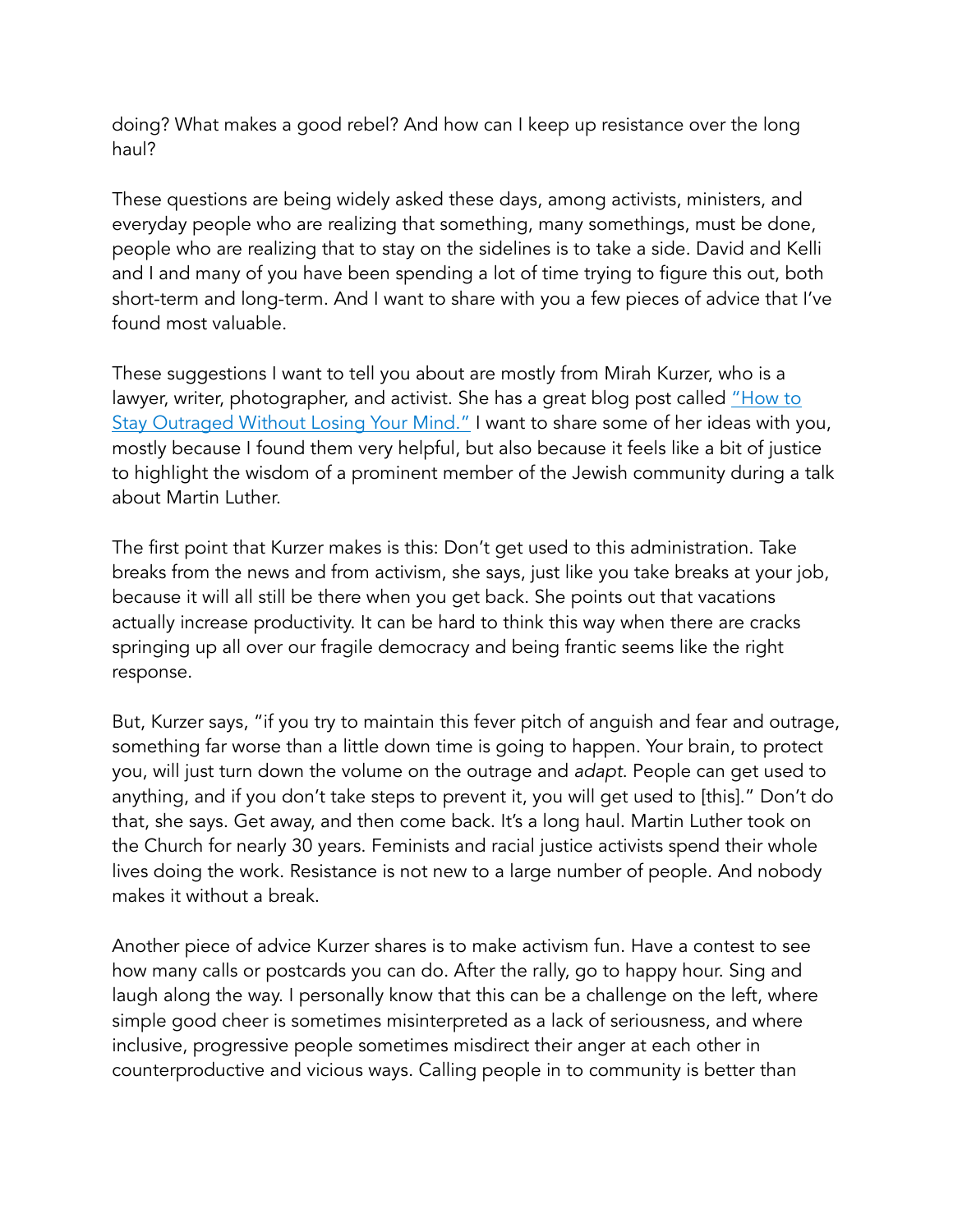doing? What makes a good rebel? And how can I keep up resistance over the long haul?

These questions are being widely asked these days, among activists, ministers, and everyday people who are realizing that something, many somethings, must be done, people who are realizing that to stay on the sidelines is to take a side. David and Kelli and I and many of you have been spending a lot of time trying to figure this out, both short-term and long-term. And I want to share with you a few pieces of advice that I've found most valuable.

These suggestions I want to tell you about are mostly from Mirah Kurzer, who is a lawyer, writer, photographer, and activist. She has a great blog post called "How to Stay Outraged Without Losing Your Mind." I want to share some of her ideas with you, mostly because I found them very helpful, but also because it feels like a bit of justice to highlight the wisdom of a prominent member of the Jewish community during a talk about Martin Luther.

The first point that Kurzer makes is this: Don't get used to this administration. Take breaks from the news and from activism, she says, just like you take breaks at your job, because it will all still be there when you get back. She points out that vacations actually increase productivity. It can be hard to think this way when there are cracks springing up all over our fragile democracy and being frantic seems like the right response.

But, Kurzer says, "if you try to maintain this fever pitch of anguish and fear and outrage, something far worse than a little down time is going to happen. Your brain, to protect you, will just turn down the volume on the outrage and *adapt*. People can get used to anything, and if you don't take steps to prevent it, you will get used to [this]." Don't do that, she says. Get away, and then come back. It's a long haul. Martin Luther took on the Church for nearly 30 years. Feminists and racial justice activists spend their whole lives doing the work. Resistance is not new to a large number of people. And nobody makes it without a break.

Another piece of advice Kurzer shares is to make activism fun. Have a contest to see how many calls or postcards you can do. After the rally, go to happy hour. Sing and laugh along the way. I personally know that this can be a challenge on the left, where simple good cheer is sometimes misinterpreted as a lack of seriousness, and where inclusive, progressive people sometimes misdirect their anger at each other in counterproductive and vicious ways. Calling people in to community is better than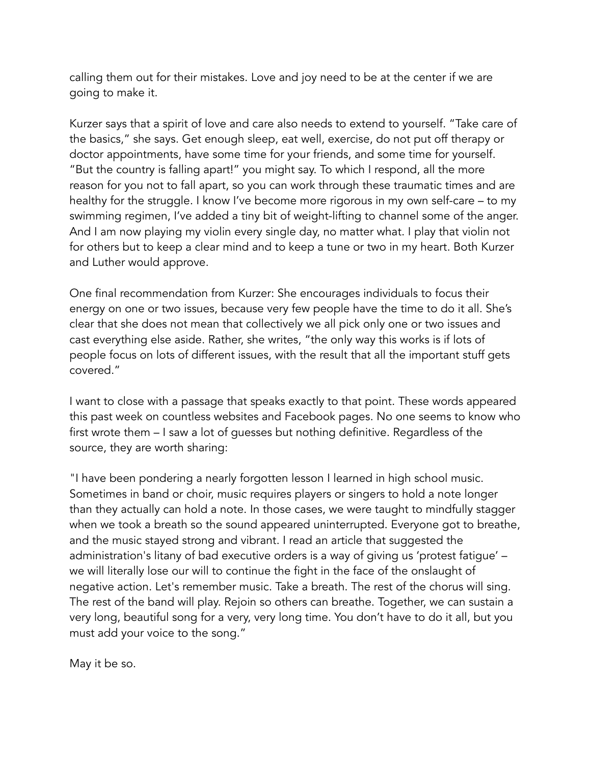calling them out for their mistakes. Love and joy need to be at the center if we are going to make it.

Kurzer says that a spirit of love and care also needs to extend to yourself. "Take care of the basics," she says. Get enough sleep, eat well, exercise, do not put off therapy or doctor appointments, have some time for your friends, and some time for yourself. "But the country is falling apart!" you might say. To which I respond, all the more reason for you not to fall apart, so you can work through these traumatic times and are healthy for the struggle. I know I've become more rigorous in my own self-care – to my swimming regimen, I've added a tiny bit of weight-lifting to channel some of the anger. And I am now playing my violin every single day, no matter what. I play that violin not for others but to keep a clear mind and to keep a tune or two in my heart. Both Kurzer and Luther would approve.

One final recommendation from Kurzer: She encourages individuals to focus their energy on one or two issues, because very few people have the time to do it all. She's clear that she does not mean that collectively we all pick only one or two issues and cast everything else aside. Rather, she writes, "the only way this works is if lots of people focus on lots of different issues, with the result that all the important stuff gets covered."

I want to close with a passage that speaks exactly to that point. These words appeared this past week on countless websites and Facebook pages. No one seems to know who first wrote them – I saw a lot of guesses but nothing definitive. Regardless of the source, they are worth sharing:

"I have been pondering a nearly forgotten lesson I learned in high school music. Sometimes in band or choir, music requires players or singers to hold a note longer than they actually can hold a note. In those cases, we were taught to mindfully stagger when we took a breath so the sound appeared uninterrupted. Everyone got to breathe, and the music stayed strong and vibrant. I read an article that suggested the administration's litany of bad executive orders is a way of giving us 'protest fatigue' – we will literally lose our will to continue the fight in the face of the onslaught of negative action. Let's remember music. Take a breath. The rest of the chorus will sing. The rest of the band will play. Rejoin so others can breathe. Together, we can sustain a very long, beautiful song for a very, very long time. You don't have to do it all, but you must add your voice to the song."

May it be so.